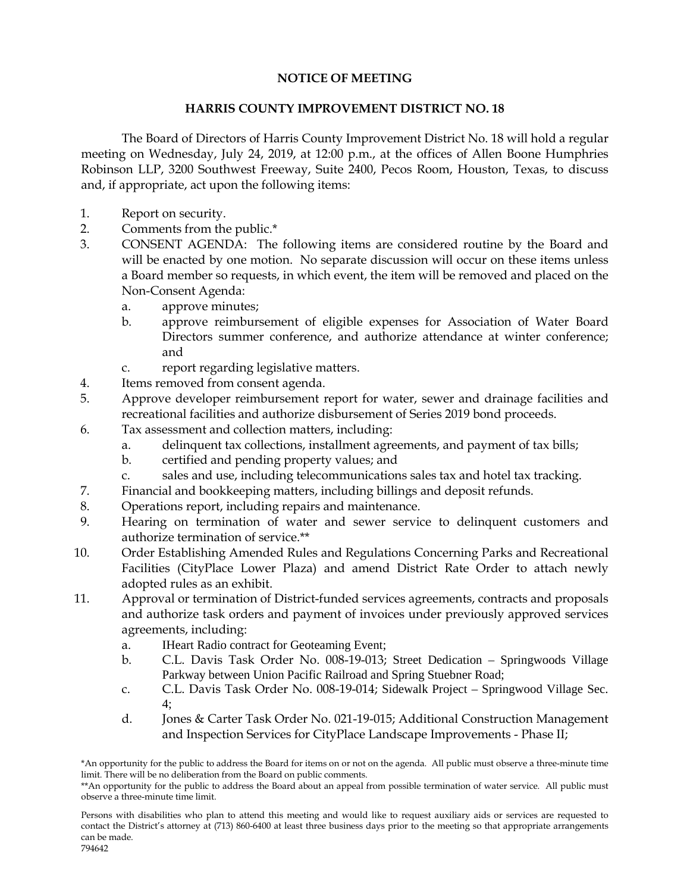**NOTICE OF MEETING**

**HARRIS COUNTY IMPROVEMENT DISTRICT NO. 18**

The Board of Directors of Harris County Improvement District No. 18 will hold a regular meeting on Wednesday, July 24, 2019, at 12:00 p.m., at the offices of Allen Boone Humphries Robinson LLP, 3200 Southwest Freeway, Suite 2400, Pecos Room, Houston, Texas, to discuss and, if appropriate, act upon the following items:

1. Report on security.
2. Comments from the public.*
3. CONSENT AGENDA: The following items are considered routine by the Board and will be enacted by one motion. No separate discussion will occur on these items unless a Board member so requests, in which event, the item will be removed and placed on the Non-Consent Agenda:
   a. approve minutes;
   b. approve reimbursement of eligible expenses for Association of Water Board Directors summer conference, and authorize attendance at winter conference; and
   c. report regarding legislative matters.
4. Items removed from consent agenda.
5. Approve developer reimbursement report for water, sewer and drainage facilities and recreational facilities and authorize disbursement of Series 2019 bond proceeds.
6. Tax assessment and collection matters, including:
   a. delinquent tax collections, installment agreements, and payment of tax bills;
   b. certified and pending property values; and
   c. sales and use, including telecommunications sales tax and hotel tax tracking.
7. Financial and bookkeeping matters, including billings and deposit refunds.
8. Operations report, including repairs and maintenance.
9. Hearing on termination of water and sewer service to delinquent customers and authorize termination of service.**
10. Order Establishing Amended Rules and Regulations Concerning Parks and Recreational Facilities (CityPlace Lower Plaza) and amend District Rate Order to attach newly adopted rules as an exhibit.
11. Approval or termination of District-funded services agreements, contracts and proposals and authorize task orders and payment of invoices under previously approved services agreements, including:
   a. IHeart Radio contract for Geoteaming Event;
   b. C.L. Davis Task Order No. 008-19-013; Street Dedication – Springwoods Village Parkway between Union Pacific Railroad and Spring Stuebner Road;
   c. C.L. Davis Task Order No. 008-19-014; Sidewalk Project – Springwood Village Sec. 4;
   d. Jones & Carter Task Order No. 021-19-015; Additional Construction Management and Inspection Services for CityPlace Landscape Improvements - Phase II;

*An opportunity for the public to address the Board for items on or not on the agenda. All public must observe a three-minute time limit. There will be no deliberation from the Board on public comments.

**An opportunity for the public to address the Board about an appeal from possible termination of water service. All public must observe a three-minute time limit.

Persons with disabilities who plan to attend this meeting and would like to request auxiliary aids or services are requested to contact the District's attorney at (713) 860-6400 at least three business days prior to the meeting so that appropriate arrangements can be made.

794642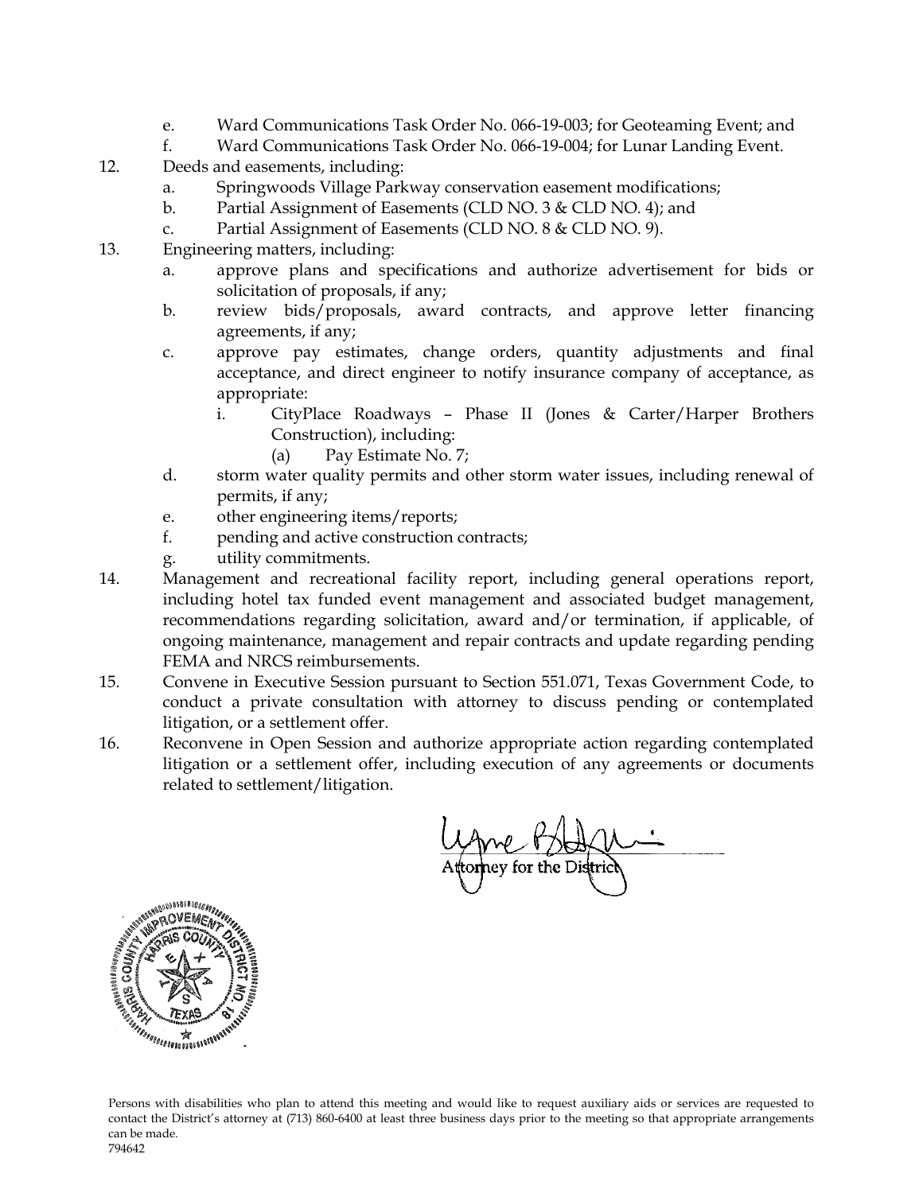e. Ward Communications Task Order No. 066-19-003; for Geoteaming Event; and
f. Ward Communications Task Order No. 066-19-004; for Lunar Landing Event.

12. Deeds and easements, including:
    a. Springwoods Village Parkway conservation easement modifications;
    b. Partial Assignment of Easements (CLD NO. 3 & CLD NO. 4); and
    c. Partial Assignment of Easements (CLD NO. 8 & CLD NO. 9).
13. Engineering matters, including:
    a. approve plans and specifications and authorize advertisement for bids or solicitation of proposals, if any;
    b. review bids/proposals, award contracts, and approve letter financing agreements, if any;
    c. approve pay estimates, change orders, quantity adjustments and final acceptance, and direct engineer to notify insurance company of acceptance, as appropriate:
        i. CityPlace Roadways – Phase II (Jones & Carter/Harper Brothers Construction), including:
            (a) Pay Estimate No. 7;
    d. storm water quality permits and other storm water issues, including renewal of permits, if any;
    e. other engineering items/reports;
    f. pending and active construction contracts;
    g. utility commitments.
14. Management and recreational facility report, including general operations report, including hotel tax funded event management and associated budget management, recommendations regarding solicitation, award and/or termination, if applicable, of ongoing maintenance, management and repair contracts and update regarding pending FEMA and NRCS reimbursements.
15. Convene in Executive Session pursuant to Section 551.071, Texas Government Code, to conduct a private consultation with attorney to discuss pending or contemplated litigation, or a settlement offer.
16. Reconvene in Open Session and authorize appropriate action regarding contemplated litigation or a settlement offer, including execution of any agreements or documents related to settlement/litigation.

Attorney for the District

HARRIS COUNTY IMPROVEMENT DISTRICT NO. 18
HARRIS COUNTY
TEXAS

Persons with disabilities who plan to attend this meeting and would like to request auxiliary aids or services are requested to contact the District's attorney at (713) 860-6400 at least three business days prior to the meeting so that appropriate arrangements can be made.

794642